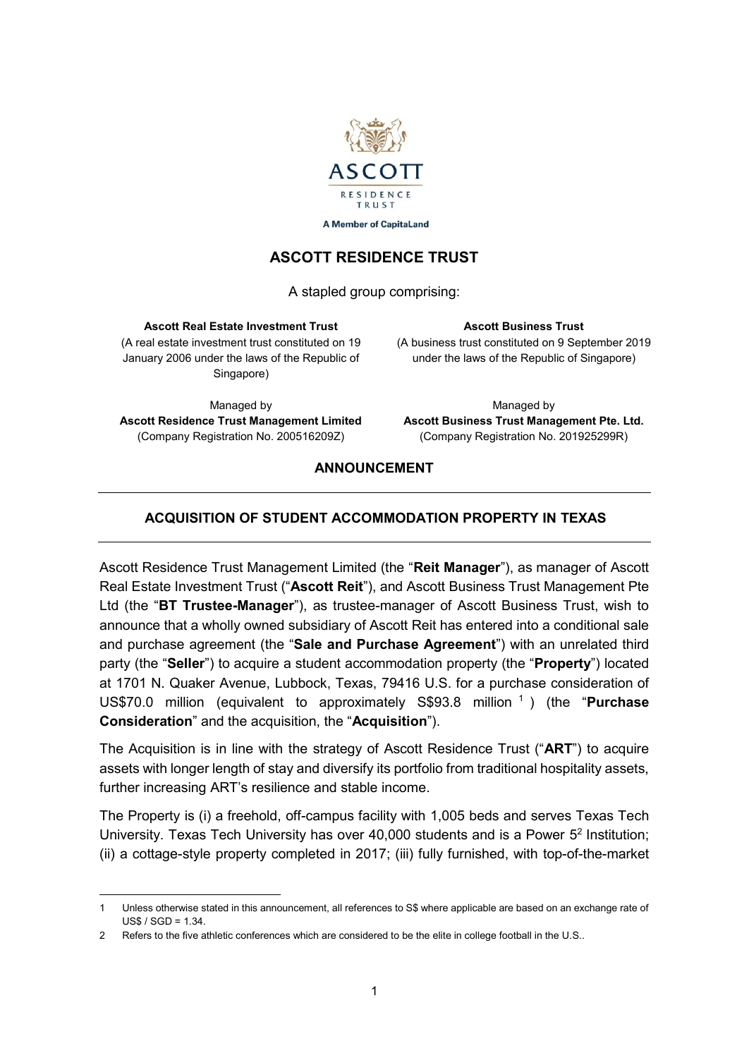ASCOTT RESIDENCE TRUST

A Member of CapitaLand

# ASCOTT RESIDENCE TRUST

A stapled group comprising:

**Ascott Real Estate Investment Trust**
(A real estate investment trust constituted on 19 January 2006 under the laws of the Republic of Singapore)

Managed by
**Ascott Residence Trust Management Limited**
(Company Registration No. 200516209Z)

**Ascott Business Trust**
(A business trust constituted on 9 September 2019 under the laws of the Republic of Singapore)

Managed by
**Ascott Business Trust Management Pte. Ltd.**
(Company Registration No. 201925299R)

## ANNOUNCEMENT

## ACQUISITION OF STUDENT ACCOMMODATION PROPERTY IN TEXAS

Ascott Residence Trust Management Limited (the "**Reit Manager**"), as manager of Ascott Real Estate Investment Trust ("**Ascott Reit**"), and Ascott Business Trust Management Pte Ltd (the "**BT Trustee-Manager**"), as trustee-manager of Ascott Business Trust, wish to announce that a wholly owned subsidiary of Ascott Reit has entered into a conditional sale and purchase agreement (the "**Sale and Purchase Agreement**") with an unrelated third party (the "**Seller**") to acquire a student accommodation property (the "**Property**") located at 1701 N. Quaker Avenue, Lubbock, Texas, 79416 U.S. for a purchase consideration of US$70.0 million (equivalent to approximately S$93.8 million [1]) (the "**Purchase Consideration**" and the acquisition, the "**Acquisition**").

The Acquisition is in line with the strategy of Ascott Residence Trust ("**ART**") to acquire assets with longer length of stay and diversify its portfolio from traditional hospitality assets, further increasing ART's resilience and stable income.

The Property is (i) a freehold, off-campus facility with 1,005 beds and serves Texas Tech University. Texas Tech University has over 40,000 students and is a Power 5[2] Institution; (ii) a cottage-style property completed in 2017; (iii) fully furnished, with top-of-the-market

---

1 Unless otherwise stated in this announcement, all references to S$ where applicable are based on an exchange rate of US$ / SGD = 1.34.

2 Refers to the five athletic conferences which are considered to be the elite in college football in the U.S..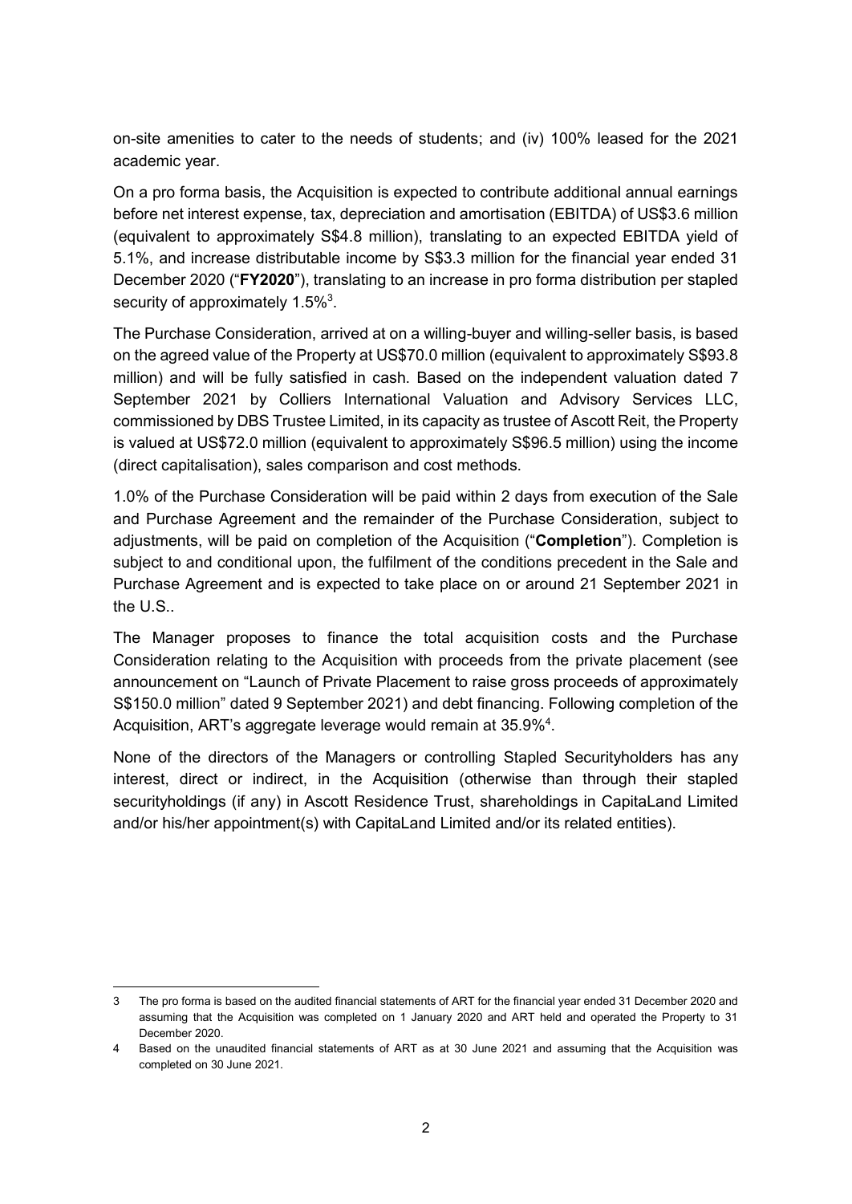on-site amenities to cater to the needs of students; and (iv) 100% leased for the 2021 academic year.

On a pro forma basis, the Acquisition is expected to contribute additional annual earnings before net interest expense, tax, depreciation and amortisation (EBITDA) of US$3.6 million (equivalent to approximately S$4.8 million), translating to an expected EBITDA yield of 5.1%, and increase distributable income by S$3.3 million for the financial year ended 31 December 2020 ("**FY2020**"), translating to an increase in pro forma distribution per stapled security of approximately 1.5%[3].

The Purchase Consideration, arrived at on a willing-buyer and willing-seller basis, is based on the agreed value of the Property at US$70.0 million (equivalent to approximately S$93.8 million) and will be fully satisfied in cash. Based on the independent valuation dated 7 September 2021 by Colliers International Valuation and Advisory Services LLC, commissioned by DBS Trustee Limited, in its capacity as trustee of Ascott Reit, the Property is valued at US$72.0 million (equivalent to approximately S$96.5 million) using the income (direct capitalisation), sales comparison and cost methods.

1.0% of the Purchase Consideration will be paid within 2 days from execution of the Sale and Purchase Agreement and the remainder of the Purchase Consideration, subject to adjustments, will be paid on completion of the Acquisition ("**Completion**"). Completion is subject to and conditional upon, the fulfilment of the conditions precedent in the Sale and Purchase Agreement and is expected to take place on or around 21 September 2021 in the U.S..

The Manager proposes to finance the total acquisition costs and the Purchase Consideration relating to the Acquisition with proceeds from the private placement (see announcement on "Launch of Private Placement to raise gross proceeds of approximately S$150.0 million" dated 9 September 2021) and debt financing. Following completion of the Acquisition, ART's aggregate leverage would remain at 35.9%[4].

None of the directors of the Managers or controlling Stapled Securityholders has any interest, direct or indirect, in the Acquisition (otherwise than through their stapled securityholdings (if any) in Ascott Residence Trust, shareholdings in CapitaLand Limited and/or his/her appointment(s) with CapitaLand Limited and/or its related entities).

---

3 The pro forma is based on the audited financial statements of ART for the financial year ended 31 December 2020 and assuming that the Acquisition was completed on 1 January 2020 and ART held and operated the Property to 31 December 2020.

4 Based on the unaudited financial statements of ART as at 30 June 2021 and assuming that the Acquisition was completed on 30 June 2021.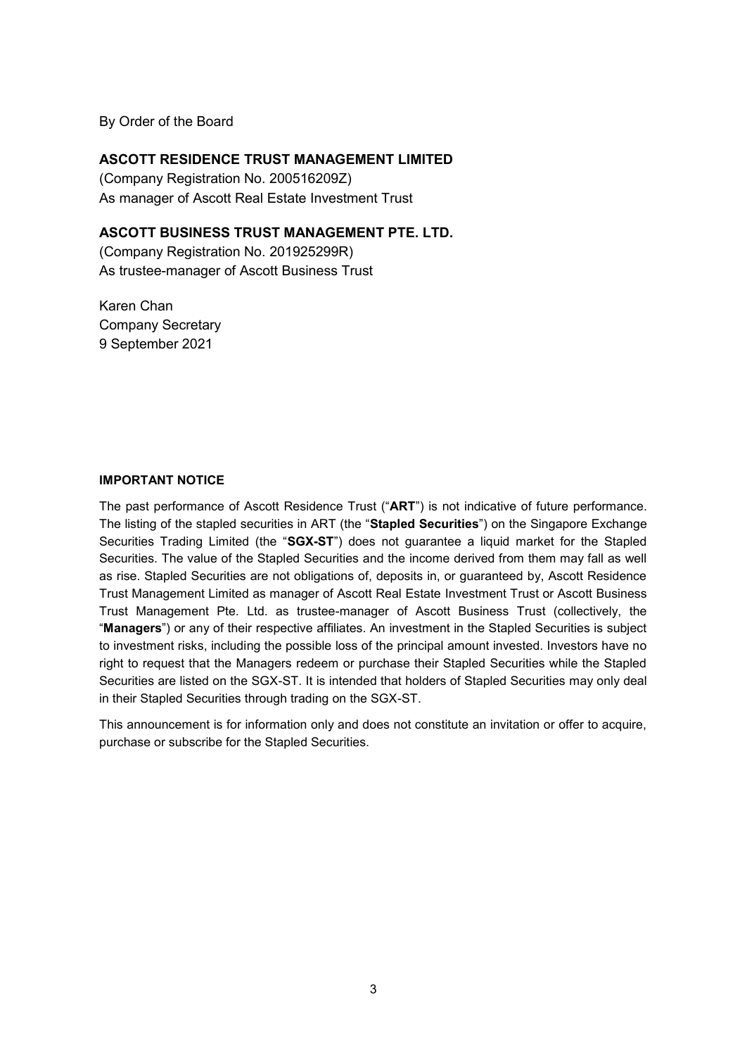By Order of the Board

**ASCOTT RESIDENCE TRUST MANAGEMENT LIMITED**
(Company Registration No. 200516209Z)
As manager of Ascott Real Estate Investment Trust

**ASCOTT BUSINESS TRUST MANAGEMENT PTE. LTD.**
(Company Registration No. 201925299R)
As trustee-manager of Ascott Business Trust

Karen Chan
Company Secretary
9 September 2021

**IMPORTANT NOTICE**

The past performance of Ascott Residence Trust ("**ART**") is not indicative of future performance. The listing of the stapled securities in ART (the "**Stapled Securities**") on the Singapore Exchange Securities Trading Limited (the "**SGX-ST**") does not guarantee a liquid market for the Stapled Securities. The value of the Stapled Securities and the income derived from them may fall as well as rise. Stapled Securities are not obligations of, deposits in, or guaranteed by, Ascott Residence Trust Management Limited as manager of Ascott Real Estate Investment Trust or Ascott Business Trust Management Pte. Ltd. as trustee-manager of Ascott Business Trust (collectively, the "**Managers**") or any of their respective affiliates. An investment in the Stapled Securities is subject to investment risks, including the possible loss of the principal amount invested. Investors have no right to request that the Managers redeem or purchase their Stapled Securities while the Stapled Securities are listed on the SGX-ST. It is intended that holders of Stapled Securities may only deal in their Stapled Securities through trading on the SGX-ST.

This announcement is for information only and does not constitute an invitation or offer to acquire, purchase or subscribe for the Stapled Securities.